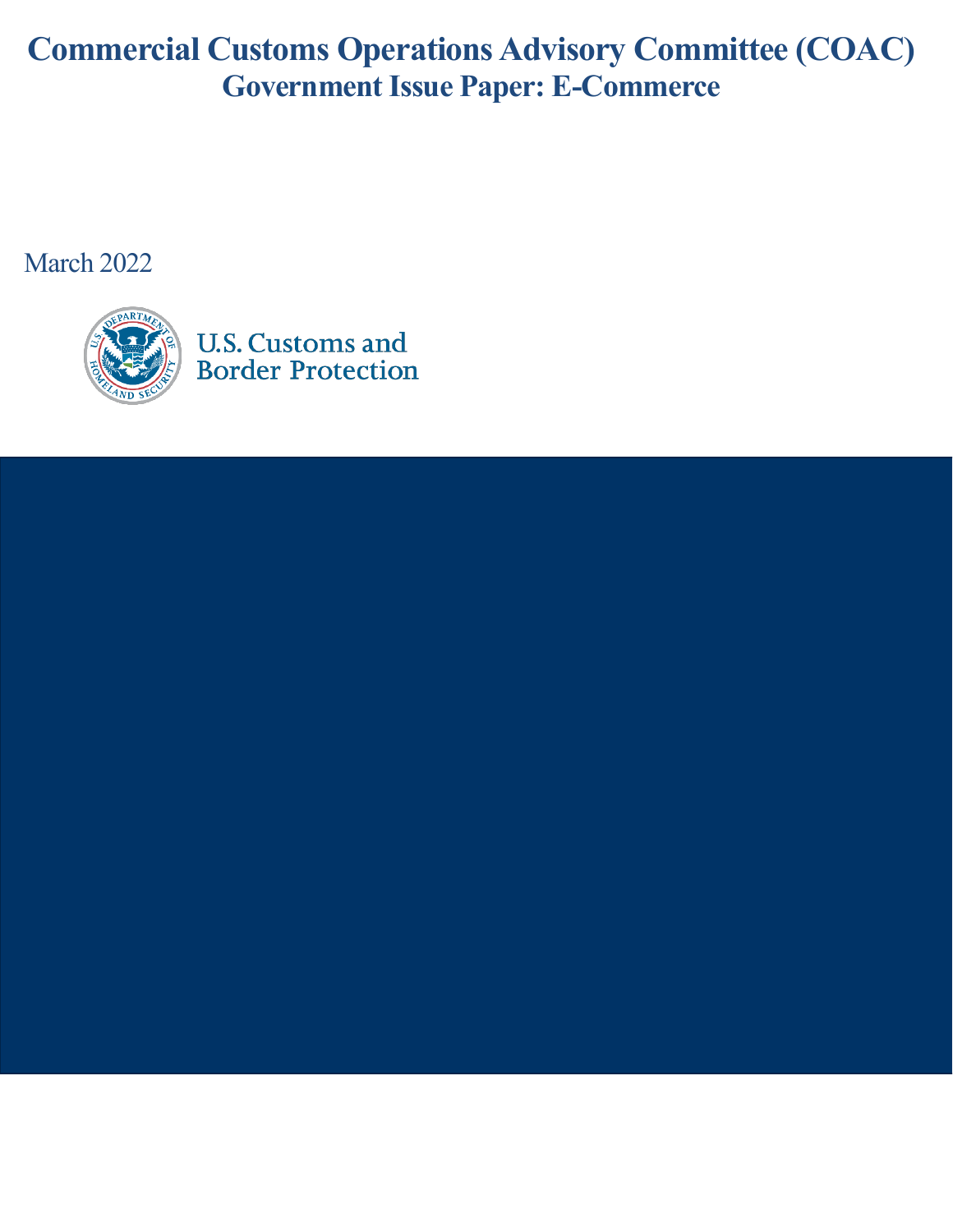# Commercial Customs Operations Advisory Committee (COAC)

## Government Issue Paper: E-Commerce

March 2022

U.S. Customs and Border Protection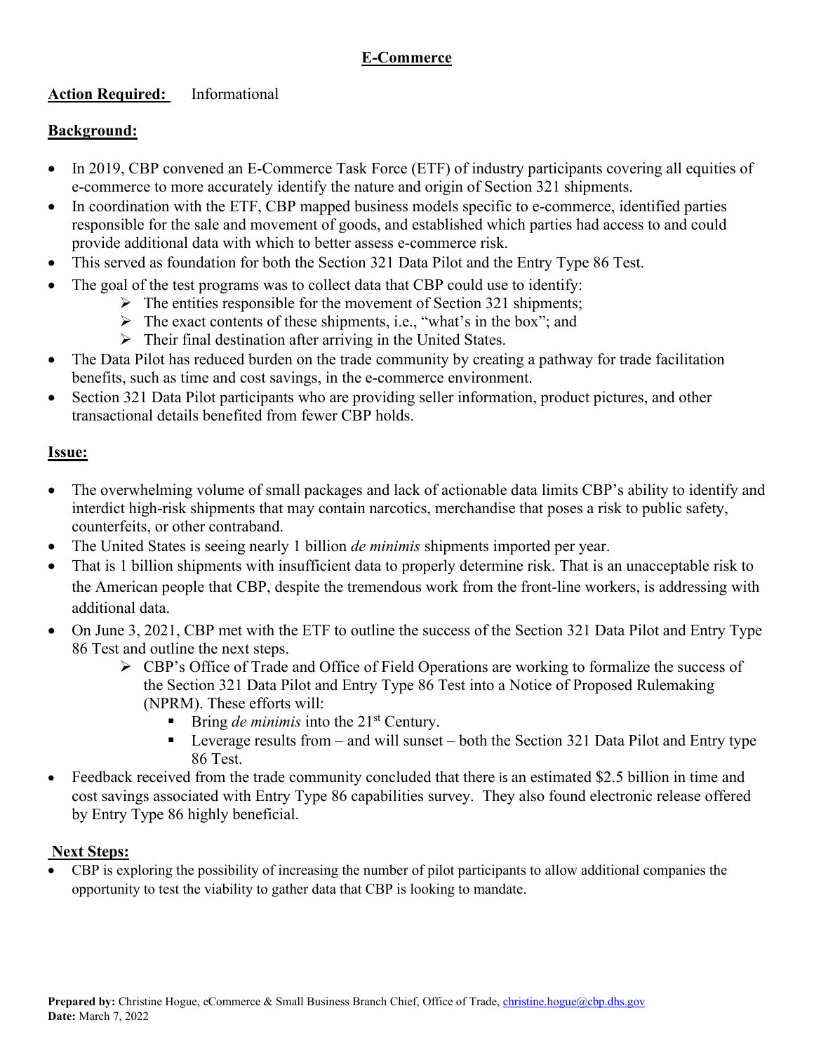## E-Commerce

**Action Required:** Informational

**Background:**

- In 2019, CBP convened an E-Commerce Task Force (ETF) of industry participants covering all equities of e-commerce to more accurately identify the nature and origin of Section 321 shipments.
- In coordination with the ETF, CBP mapped business models specific to e-commerce, identified parties responsible for the sale and movement of goods, and established which parties had access to and could provide additional data with which to better assess e-commerce risk.
- This served as foundation for both the Section 321 Data Pilot and the Entry Type 86 Test.
- The goal of the test programs was to collect data that CBP could use to identify:
  - The entities responsible for the movement of Section 321 shipments;
  - The exact contents of these shipments, i.e., "what's in the box"; and
  - Their final destination after arriving in the United States.
- The Data Pilot has reduced burden on the trade community by creating a pathway for trade facilitation benefits, such as time and cost savings, in the e-commerce environment.
- Section 321 Data Pilot participants who are providing seller information, product pictures, and other transactional details benefited from fewer CBP holds.

**Issue:**

- The overwhelming volume of small packages and lack of actionable data limits CBP's ability to identify and interdict high-risk shipments that may contain narcotics, merchandise that poses a risk to public safety, counterfeits, or other contraband.
- The United States is seeing nearly 1 billion *de minimis* shipments imported per year.
- That is 1 billion shipments with insufficient data to properly determine risk. That is an unacceptable risk to the American people that CBP, despite the tremendous work from the front-line workers, is addressing with additional data.
- On June 3, 2021, CBP met with the ETF to outline the success of the Section 321 Data Pilot and Entry Type 86 Test and outline the next steps.
  - CBP's Office of Trade and Office of Field Operations are working to formalize the success of the Section 321 Data Pilot and Entry Type 86 Test into a Notice of Proposed Rulemaking (NPRM). These efforts will:
    - Bring *de minimis* into the 21st Century.
    - Leverage results from – and will sunset – both the Section 321 Data Pilot and Entry type 86 Test.
- Feedback received from the trade community concluded that there is an estimated $2.5 billion in time and cost savings associated with Entry Type 86 capabilities survey. They also found electronic release offered by Entry Type 86 highly beneficial.

**Next Steps:**

- CBP is exploring the possibility of increasing the number of pilot participants to allow additional companies the opportunity to test the viability to gather data that CBP is looking to mandate.

**Prepared by:** Christine Hogue, eCommerce & Small Business Branch Chief, Office of Trade, christine.hogue@cbp.dhs.gov
**Date:** March 7, 2022